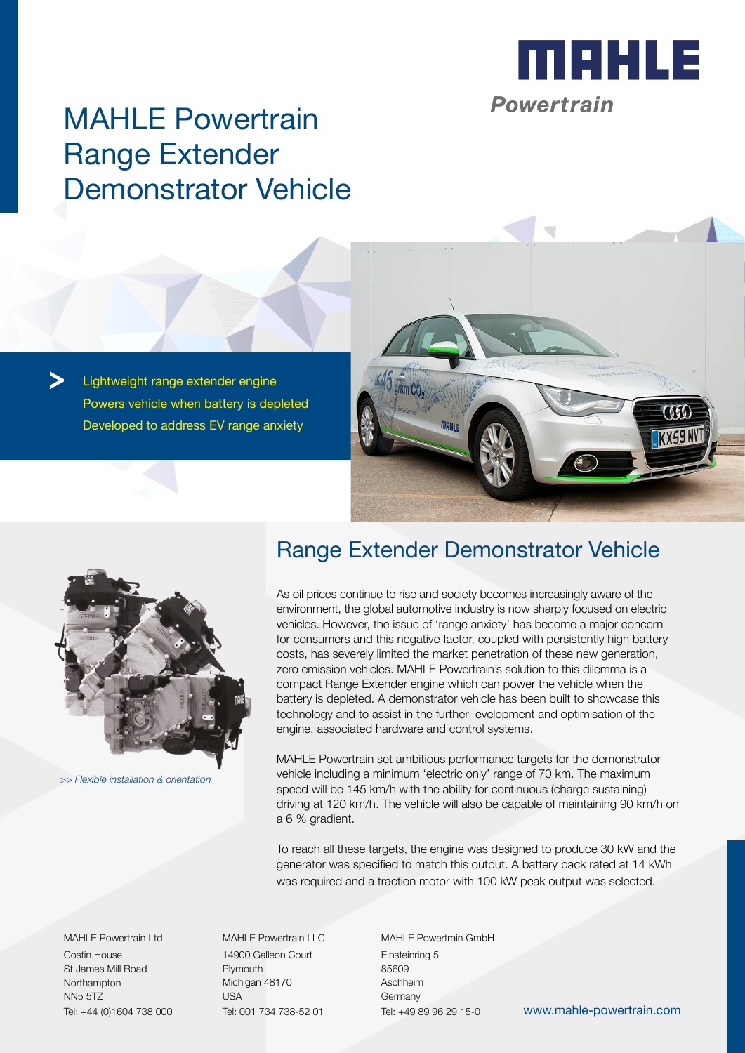# MAHLE Powertrain Range Extender Demonstrator Vehicle

> Lightweight range extender engine
> Powers vehicle when battery is depleted
> Developed to address EV range anxiety

>> *Flexible installation & orientation*

## Range Extender Demonstrator Vehicle

As oil prices continue to rise and society becomes increasingly aware of the environment, the global automotive industry is now sharply focused on electric vehicles. However, the issue of 'range anxiety' has become a major concern for consumers and this negative factor, coupled with persistently high battery costs, has severely limited the market penetration of these new generation, zero emission vehicles. MAHLE Powertrain's solution to this dilemma is a compact Range Extender engine which can power the vehicle when the battery is depleted. A demonstrator vehicle has been built to showcase this technology and to assist in the further evelopment and optimisation of the engine, associated hardware and control systems.

MAHLE Powertrain set ambitious performance targets for the demonstrator vehicle including a minimum 'electric only' range of 70 km. The maximum speed will be 145 km/h with the ability for continuous (charge sustaining) driving at 120 km/h. The vehicle will also be capable of maintaining 90 km/h on a 6 % gradient.

To reach all these targets, the engine was designed to produce 30 kW and the generator was specified to match this output. A battery pack rated at 14 kWh was required and a traction motor with 100 kW peak output was selected.

MAHLE Powertrain Ltd
Costin House
St James Mill Road
Northampton
NN5 5TZ
Tel: +44 (0)1604 738 000

MAHLE Powertrain LLC
14900 Galleon Court
Plymouth
Michigan 48170
USA
Tel: 001 734 738-52 01

MAHLE Powertrain GmbH
Einsteinring 5
85609
Aschheim
Germany
Tel: +49 89 96 29 15-0

www.mahle-powertrain.com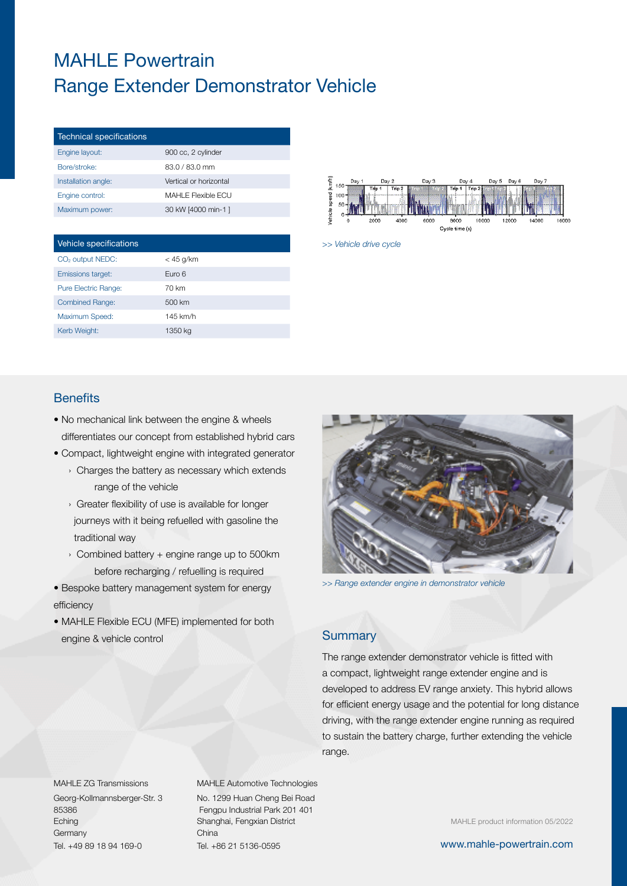# MAHLE Powertrain
# Range Extender Demonstrator Vehicle

| Technical specifications | |
|---|---|
| Engine layout: | 900 cc, 2 cylinder |
| Bore/stroke: | 83.0 / 83.0 mm |
| Installation angle: | Vertical or horizontal |
| Engine control: | MAHLE Flexible ECU |
| Maximum power: | 30 kW [4000 min-1 ] |

| Vehicle specifications | |
|---|---|
| $CO_2$ output NEDC: | < 45 g/km |
| Emissions target: | Euro 6 |
| Pure Electric Range: | 70 km |
| Combined Range: | 500 km |
| Maximum Speed: | 145 km/h |
| Kerb Weight: | 1350 kg |

Day 1 Day 2 Day 3 Day 4 Day 5 Day 6 Day 7
Trip 1 Trip 2 Trip 1 Trip 2
Vehicle speed (km/h)
150
100
50
0
0 2000 4000 6000 8000 10000 12000 14000 16000
Cycle time (s)

*>> Vehicle drive cycle*

## Benefits

- No mechanical link between the engine & wheels differentiates our concept from established hybrid cars
- Compact, lightweight engine with integrated generator
  - Charges the battery as necessary which extends range of the vehicle
  - Greater flexibility of use is available for longer journeys with it being refuelled with gasoline the traditional way
  - Combined battery + engine range up to 500km before recharging / refuelling is required
- Bespoke battery management system for energy efficiency
- MAHLE Flexible ECU (MFE) implemented for both engine & vehicle control

*>> Range extender engine in demonstrator vehicle*

## Summary

The range extender demonstrator vehicle is fitted with a compact, lightweight range extender engine and is developed to address EV range anxiety. This hybrid allows for efficient energy usage and the potential for long distance driving, with the range extender engine running as required to sustain the battery charge, further extending the vehicle range.

MAHLE ZG Transmissions
Georg-Kollmannsberger-Str. 3
85386
Eching
Germany
Tel. +49 89 18 94 169-0

MAHLE Automotive Technologies
No. 1299 Huan Cheng Bei Road
Fengpu Industrial Park 201 401
Shanghai, Fengxian District
China
Tel. +86 21 5136-0595

MAHLE product information 05/2022

www.mahle-powertrain.com